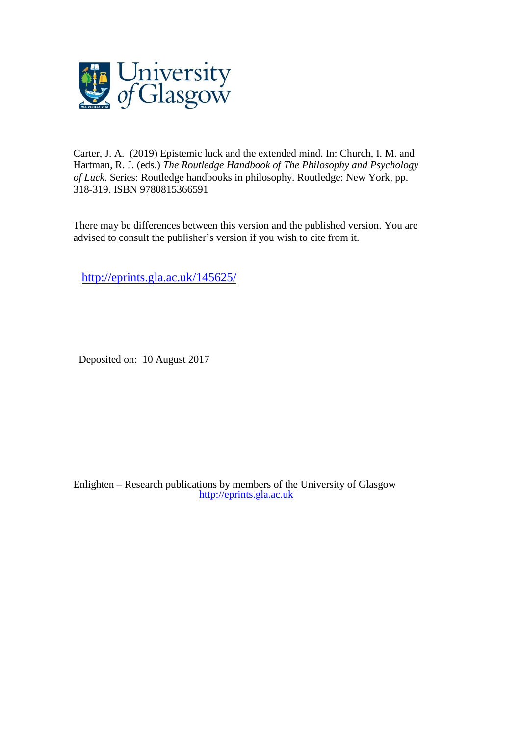University of Glasgow

Carter, J. A. (2019) Epistemic luck and the extended mind. In: Church, I. M. and Hartman, R. J. (eds.) *The Routledge Handbook of The Philosophy and Psychology of Luck.* Series: Routledge handbooks in philosophy. Routledge: New York, pp. 318-319. ISBN 9780815366591

There may be differences between this version and the published version. You are advised to consult the publisher's version if you wish to cite from it.

http://eprints.gla.ac.uk/145625/

Deposited on: 10 August 2017

Enlighten – Research publications by members of the University of Glasgow
http://eprints.gla.ac.uk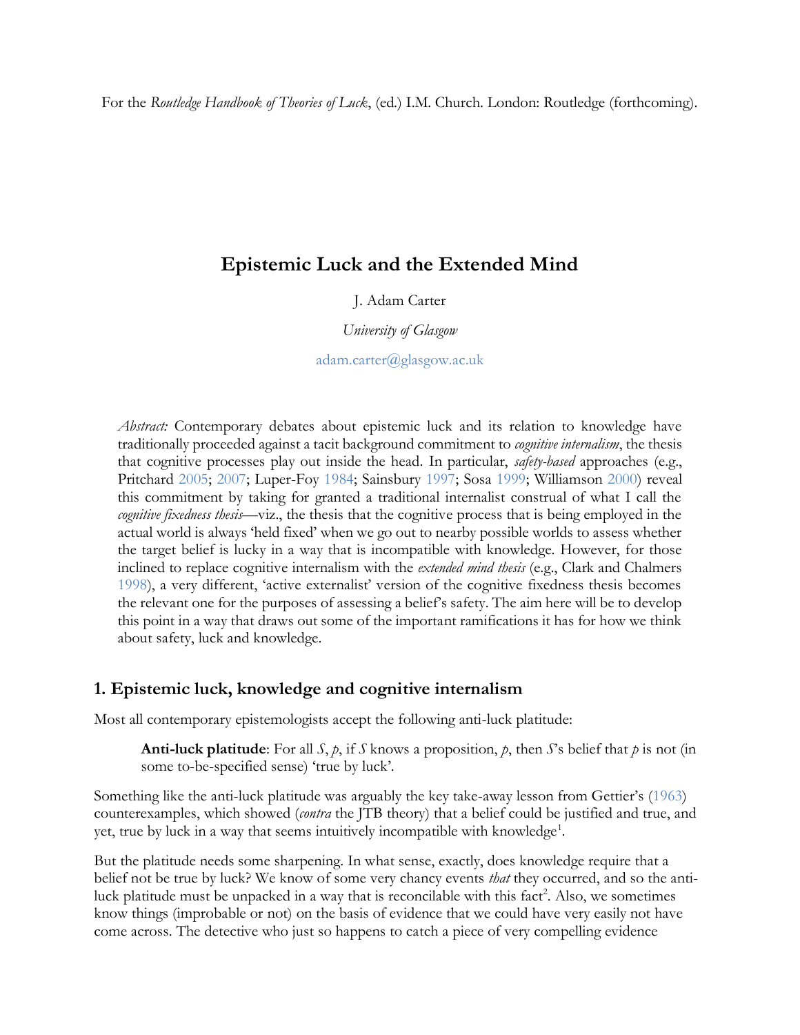For the *Routledge Handbook of Theories of Luck*, (ed.) I.M. Church. London: Routledge (forthcoming).

# Epistemic Luck and the Extended Mind

J. Adam Carter

*University of Glasgow*

adam.carter@glasgow.ac.uk

*Abstract:* Contemporary debates about epistemic luck and its relation to knowledge have traditionally proceeded against a tacit background commitment to *cognitive internalism*, the thesis that cognitive processes play out inside the head. In particular, *safety-based* approaches (e.g., Pritchard 2005; 2007; Luper-Foy 1984; Sainsbury 1997; Sosa 1999; Williamson 2000) reveal this commitment by taking for granted a traditional internalist construal of what I call the *cognitive fixedness thesis*—viz., the thesis that the cognitive process that is being employed in the actual world is always 'held fixed' when we go out to nearby possible worlds to assess whether the target belief is lucky in a way that is incompatible with knowledge. However, for those inclined to replace cognitive internalism with the *extended mind thesis* (e.g., Clark and Chalmers 1998), a very different, 'active externalist' version of the cognitive fixedness thesis becomes the relevant one for the purposes of assessing a belief's safety. The aim here will be to develop this point in a way that draws out some of the important ramifications it has for how we think about safety, luck and knowledge.

## 1. Epistemic luck, knowledge and cognitive internalism

Most all contemporary epistemologists accept the following anti-luck platitude:

> **Anti-luck platitude**: For all *S*, *p*, if *S* knows a proposition, *p*, then *S*'s belief that *p* is not (in some to-be-specified sense) 'true by luck'.

Something like the anti-luck platitude was arguably the key take-away lesson from Gettier's (1963) counterexamples, which showed (*contra* the JTB theory) that a belief could be justified and true, and yet, true by luck in a way that seems intuitively incompatible with knowledge[1].

But the platitude needs some sharpening. In what sense, exactly, does knowledge require that a belief not be true by luck? We know of some very chancy events *that* they occurred, and so the anti-luck platitude must be unpacked in a way that is reconcilable with this fact[2]. Also, we sometimes know things (improbable or not) on the basis of evidence that we could have very easily not have come across. The detective who just so happens to catch a piece of very compelling evidence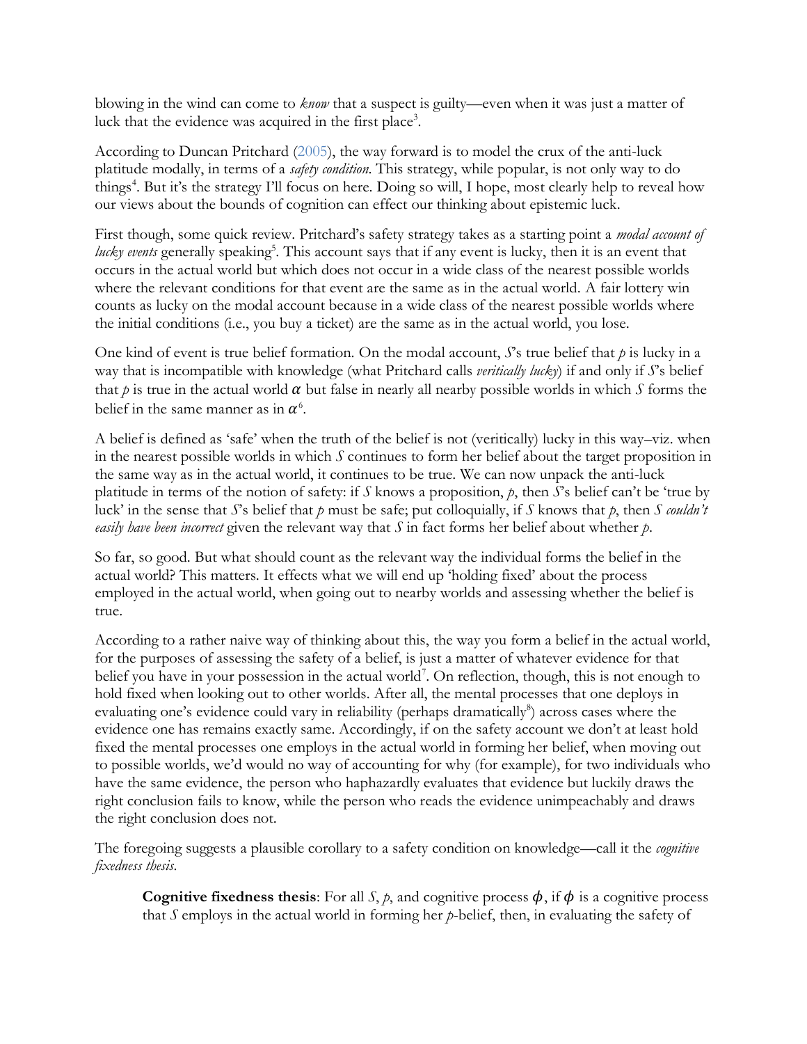blowing in the wind can come to *know* that a suspect is guilty—even when it was just a matter of luck that the evidence was acquired in the first place[3].

According to Duncan Pritchard (2005), the way forward is to model the crux of the anti-luck platitude modally, in terms of a *safety condition*. This strategy, while popular, is not only way to do things[4]. But it's the strategy I'll focus on here. Doing so will, I hope, most clearly help to reveal how our views about the bounds of cognition can effect our thinking about epistemic luck.

First though, some quick review. Pritchard's safety strategy takes as a starting point a *modal account of lucky events* generally speaking[5]. This account says that if any event is lucky, then it is an event that occurs in the actual world but which does not occur in a wide class of the nearest possible worlds where the relevant conditions for that event are the same as in the actual world. A fair lottery win counts as lucky on the modal account because in a wide class of the nearest possible worlds where the initial conditions (i.e., you buy a ticket) are the same as in the actual world, you lose.

One kind of event is true belief formation. On the modal account, *S*'s true belief that *p* is lucky in a way that is incompatible with knowledge (what Pritchard calls *veritically lucky*) if and only if *S*'s belief that *p* is true in the actual world $\alpha$ but false in nearly all nearby possible worlds in which *S* forms the belief in the same manner as in $\alpha$[6].

A belief is defined as 'safe' when the truth of the belief is not (veritically) lucky in this way–viz. when in the nearest possible worlds in which *S* continues to form her belief about the target proposition in the same way as in the actual world, it continues to be true. We can now unpack the anti-luck platitude in terms of the notion of safety: if *S* knows a proposition, *p*, then *S*'s belief can't be 'true by luck' in the sense that *S*'s belief that *p* must be safe; put colloquially, if *S* knows that *p*, then *S couldn't easily have been incorrect* given the relevant way that *S* in fact forms her belief about whether *p*.

So far, so good. But what should count as the relevant way the individual forms the belief in the actual world? This matters. It effects what we will end up 'holding fixed' about the process employed in the actual world, when going out to nearby worlds and assessing whether the belief is true.

According to a rather naive way of thinking about this, the way you form a belief in the actual world, for the purposes of assessing the safety of a belief, is just a matter of whatever evidence for that belief you have in your possession in the actual world[7]. On reflection, though, this is not enough to hold fixed when looking out to other worlds. After all, the mental processes that one deploys in evaluating one's evidence could vary in reliability (perhaps dramatically[8]) across cases where the evidence one has remains exactly same. Accordingly, if on the safety account we don't at least hold fixed the mental processes one employs in the actual world in forming her belief, when moving out to possible worlds, we'd would no way of accounting for why (for example), for two individuals who have the same evidence, the person who haphazardly evaluates that evidence but luckily draws the right conclusion fails to know, while the person who reads the evidence unimpeachably and draws the right conclusion does not.

The foregoing suggests a plausible corollary to a safety condition on knowledge—call it the *cognitive fixedness thesis*.

> **Cognitive fixedness thesis**: For all *S*, *p*, and cognitive process $\phi$, if $\phi$ is a cognitive process that *S* employs in the actual world in forming her *p*-belief, then, in evaluating the safety of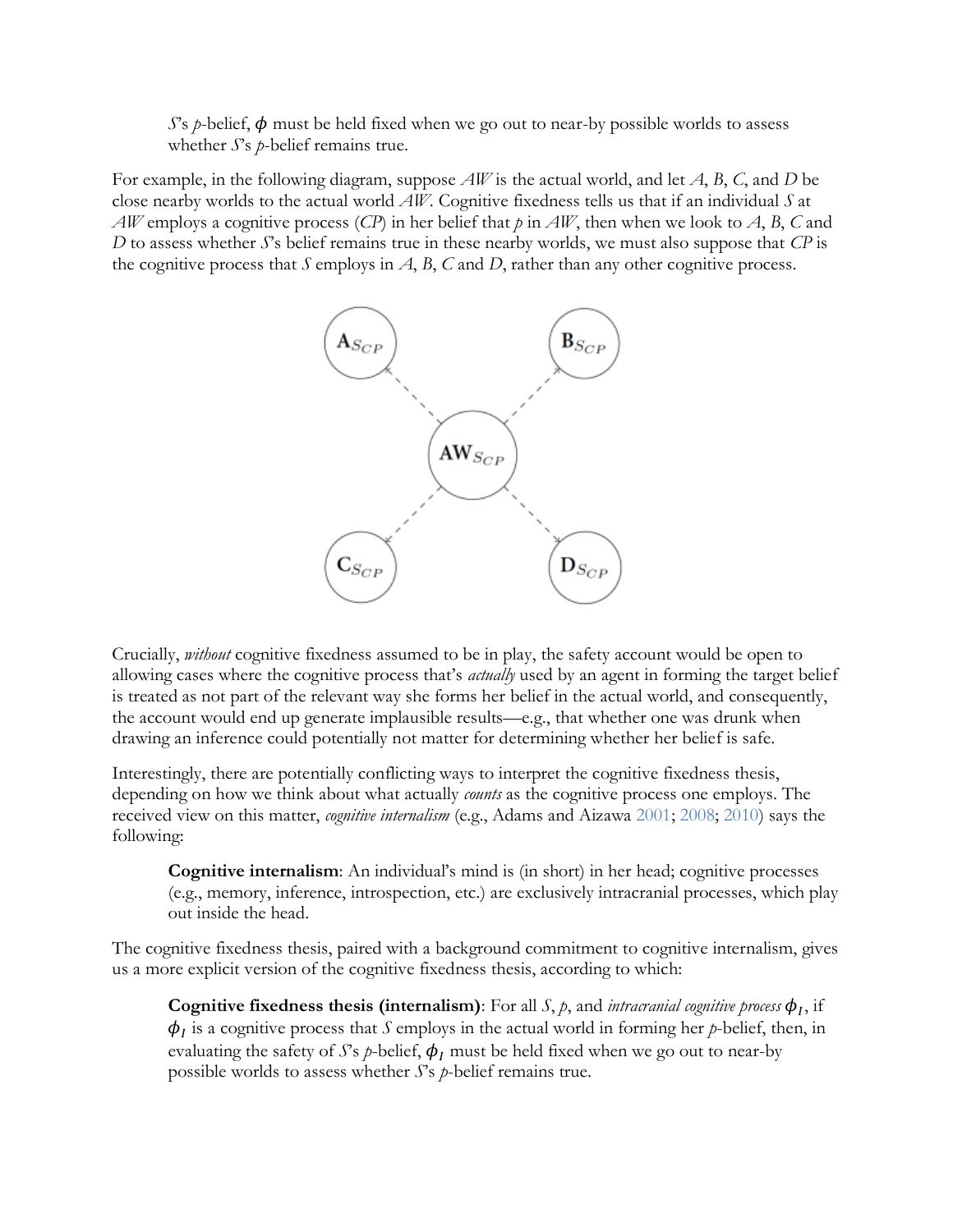$S$'s $p$-belief, $\phi$ must be held fixed when we go out to near-by possible worlds to assess whether $S$'s $p$-belief remains true.

For example, in the following diagram, suppose *AW* is the actual world, and let *A*, *B*, *C*, and *D* be close nearby worlds to the actual world *AW*. Cognitive fixedness tells us that if an individual *S* at *AW* employs a cognitive process (*CP*) in her belief that *p* in *AW*, then when we look to *A*, *B*, *C* and *D* to assess whether *S*'s belief remains true in these nearby worlds, we must also suppose that *CP* is the cognitive process that *S* employs in *A*, *B*, *C* and *D*, rather than any other cognitive process.

Crucially, *without* cognitive fixedness assumed to be in play, the safety account would be open to allowing cases where the cognitive process that's *actually* used by an agent in forming the target belief is treated as not part of the relevant way she forms her belief in the actual world, and consequently, the account would end up generate implausible results—e.g., that whether one was drunk when drawing an inference could potentially not matter for determining whether her belief is safe.

Interestingly, there are potentially conflicting ways to interpret the cognitive fixedness thesis, depending on how we think about what actually *counts* as the cognitive process one employs. The received view on this matter, *cognitive internalism* (e.g., Adams and Aizawa 2001; 2008; 2010) says the following:

> **Cognitive internalism**: An individual's mind is (in short) in her head; cognitive processes (e.g., memory, inference, introspection, etc.) are exclusively intracranial processes, which play out inside the head.

The cognitive fixedness thesis, paired with a background commitment to cognitive internalism, gives us a more explicit version of the cognitive fixedness thesis, according to which:

> **Cognitive fixedness thesis (internalism)**: For all *S*, *p*, and *intracranial cognitive process* $\phi_I$, if $\phi_I$ is a cognitive process that *S* employs in the actual world in forming her *p*-belief, then, in evaluating the safety of *S*'s *p*-belief, $\phi_I$ must be held fixed when we go out to near-by possible worlds to assess whether *S*'s *p*-belief remains true.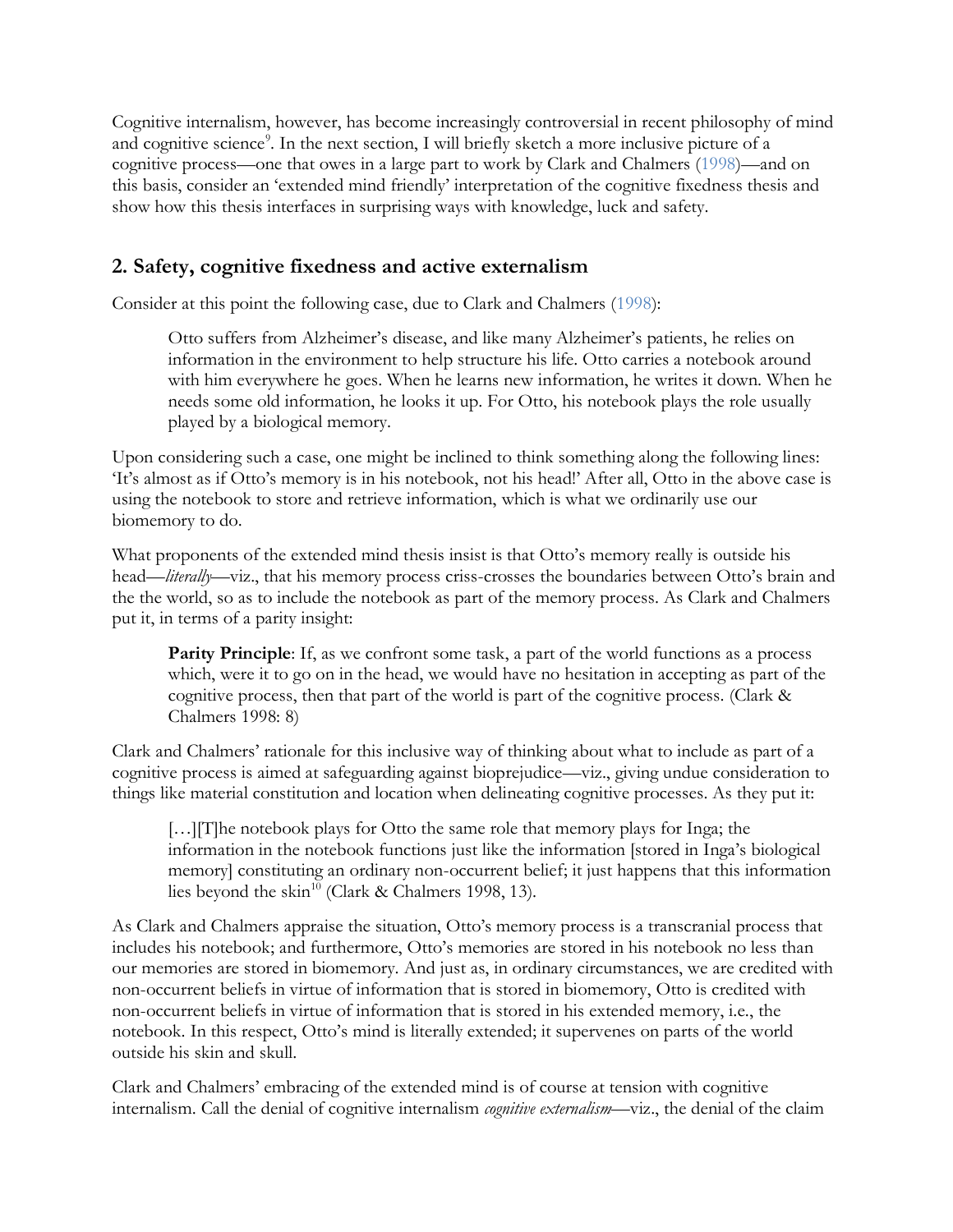Cognitive internalism, however, has become increasingly controversial in recent philosophy of mind and cognitive science[9]. In the next section, I will briefly sketch a more inclusive picture of a cognitive process—one that owes in a large part to work by Clark and Chalmers (1998)—and on this basis, consider an 'extended mind friendly' interpretation of the cognitive fixedness thesis and show how this thesis interfaces in surprising ways with knowledge, luck and safety.

## 2. Safety, cognitive fixedness and active externalism

Consider at this point the following case, due to Clark and Chalmers (1998):

> Otto suffers from Alzheimer's disease, and like many Alzheimer's patients, he relies on information in the environment to help structure his life. Otto carries a notebook around with him everywhere he goes. When he learns new information, he writes it down. When he needs some old information, he looks it up. For Otto, his notebook plays the role usually played by a biological memory.

Upon considering such a case, one might be inclined to think something along the following lines: 'It's almost as if Otto's memory is in his notebook, not his head!' After all, Otto in the above case is using the notebook to store and retrieve information, which is what we ordinarily use our biomemory to do.

What proponents of the extended mind thesis insist is that Otto's memory really is outside his head—*literally*—viz., that his memory process criss-crosses the boundaries between Otto's brain and the the world, so as to include the notebook as part of the memory process. As Clark and Chalmers put it, in terms of a parity insight:

> **Parity Principle**: If, as we confront some task, a part of the world functions as a process which, were it to go on in the head, we would have no hesitation in accepting as part of the cognitive process, then that part of the world is part of the cognitive process. (Clark & Chalmers 1998: 8)

Clark and Chalmers' rationale for this inclusive way of thinking about what to include as part of a cognitive process is aimed at safeguarding against bioprejudice—viz., giving undue consideration to things like material constitution and location when delineating cognitive processes. As they put it:

> […][T]he notebook plays for Otto the same role that memory plays for Inga; the information in the notebook functions just like the information [stored in Inga's biological memory] constituting an ordinary non-occurrent belief; it just happens that this information lies beyond the skin[10] (Clark & Chalmers 1998, 13).

As Clark and Chalmers appraise the situation, Otto's memory process is a transcranial process that includes his notebook; and furthermore, Otto's memories are stored in his notebook no less than our memories are stored in biomemory. And just as, in ordinary circumstances, we are credited with non-occurrent beliefs in virtue of information that is stored in biomemory, Otto is credited with non-occurrent beliefs in virtue of information that is stored in his extended memory, i.e., the notebook. In this respect, Otto's mind is literally extended; it supervenes on parts of the world outside his skin and skull.

Clark and Chalmers' embracing of the extended mind is of course at tension with cognitive internalism. Call the denial of cognitive internalism *cognitive externalism*—viz., the denial of the claim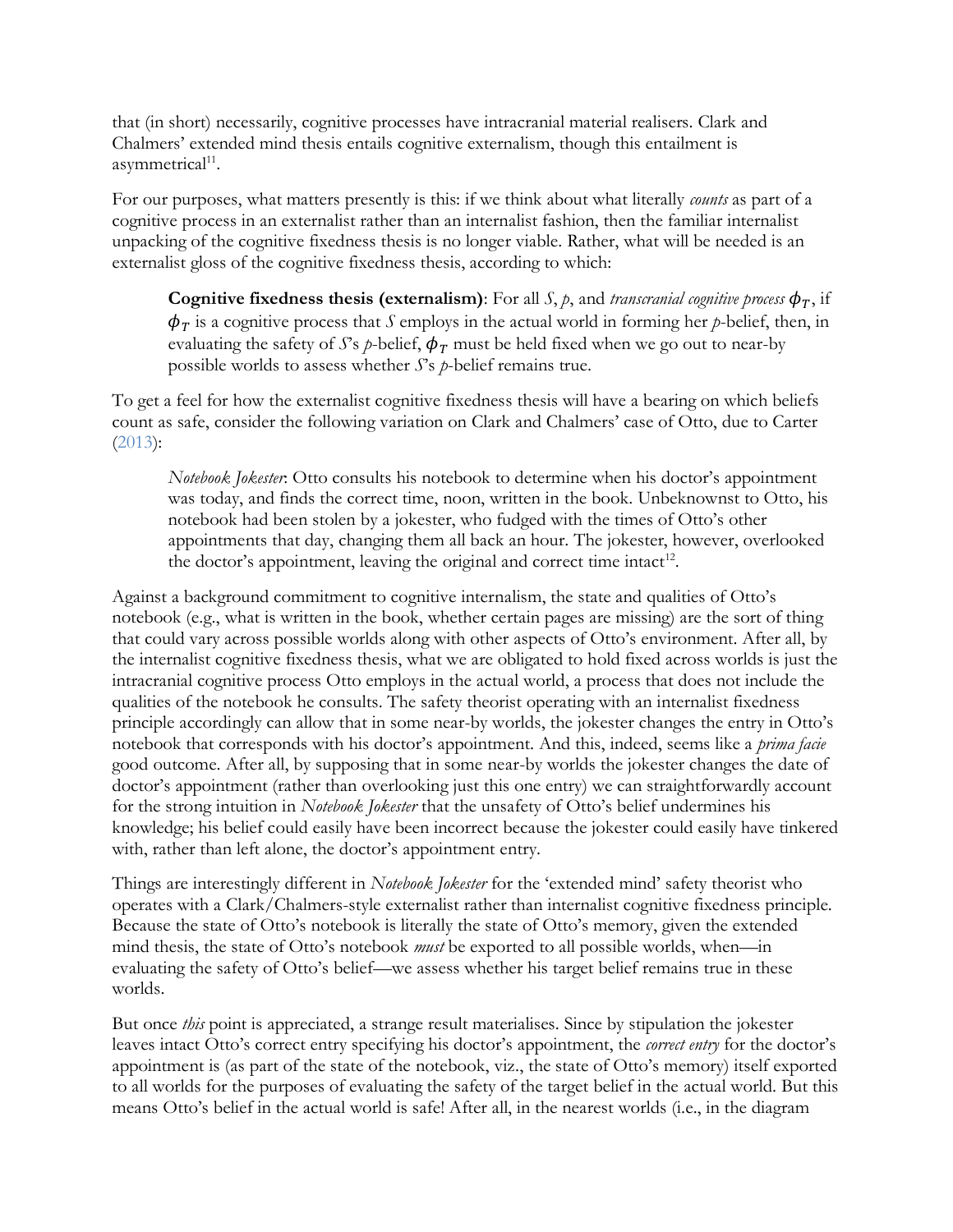that (in short) necessarily, cognitive processes have intracranial material realisers. Clark and Chalmers' extended mind thesis entails cognitive externalism, though this entailment is asymmetrical[11].

For our purposes, what matters presently is this: if we think about what literally *counts* as part of a cognitive process in an externalist rather than an internalist fashion, then the familiar internalist unpacking of the cognitive fixedness thesis is no longer viable. Rather, what will be needed is an externalist gloss of the cognitive fixedness thesis, according to which:

> **Cognitive fixedness thesis (externalism)**: For all *S*, *p*, and *transcranial cognitive process* $\phi_T$, if $\phi_T$ is a cognitive process that *S* employs in the actual world in forming her *p*-belief, then, in evaluating the safety of *S*'s *p*-belief, $\phi_T$ must be held fixed when we go out to near-by possible worlds to assess whether *S*'s *p*-belief remains true.

To get a feel for how the externalist cognitive fixedness thesis will have a bearing on which beliefs count as safe, consider the following variation on Clark and Chalmers' case of Otto, due to Carter (2013):

> *Notebook Jokester*: Otto consults his notebook to determine when his doctor's appointment was today, and finds the correct time, noon, written in the book. Unbeknownst to Otto, his notebook had been stolen by a jokester, who fudged with the times of Otto's other appointments that day, changing them all back an hour. The jokester, however, overlooked the doctor's appointment, leaving the original and correct time intact[12].

Against a background commitment to cognitive internalism, the state and qualities of Otto's notebook (e.g., what is written in the book, whether certain pages are missing) are the sort of thing that could vary across possible worlds along with other aspects of Otto's environment. After all, by the internalist cognitive fixedness thesis, what we are obligated to hold fixed across worlds is just the intracranial cognitive process Otto employs in the actual world, a process that does not include the qualities of the notebook he consults. The safety theorist operating with an internalist fixedness principle accordingly can allow that in some near-by worlds, the jokester changes the entry in Otto's notebook that corresponds with his doctor's appointment. And this, indeed, seems like a *prima facie* good outcome. After all, by supposing that in some near-by worlds the jokester changes the date of doctor's appointment (rather than overlooking just this one entry) we can straightforwardly account for the strong intuition in *Notebook Jokester* that the unsafety of Otto's belief undermines his knowledge; his belief could easily have been incorrect because the jokester could easily have tinkered with, rather than left alone, the doctor's appointment entry.

Things are interestingly different in *Notebook Jokester* for the 'extended mind' safety theorist who operates with a Clark/Chalmers-style externalist rather than internalist cognitive fixedness principle. Because the state of Otto's notebook is literally the state of Otto's memory, given the extended mind thesis, the state of Otto's notebook *must* be exported to all possible worlds, when—in evaluating the safety of Otto's belief—we assess whether his target belief remains true in these worlds.

But once *this* point is appreciated, a strange result materialises. Since by stipulation the jokester leaves intact Otto's correct entry specifying his doctor's appointment, the *correct entry* for the doctor's appointment is (as part of the state of the notebook, viz., the state of Otto's memory) itself exported to all worlds for the purposes of evaluating the safety of the target belief in the actual world. But this means Otto's belief in the actual world is safe! After all, in the nearest worlds (i.e., in the diagram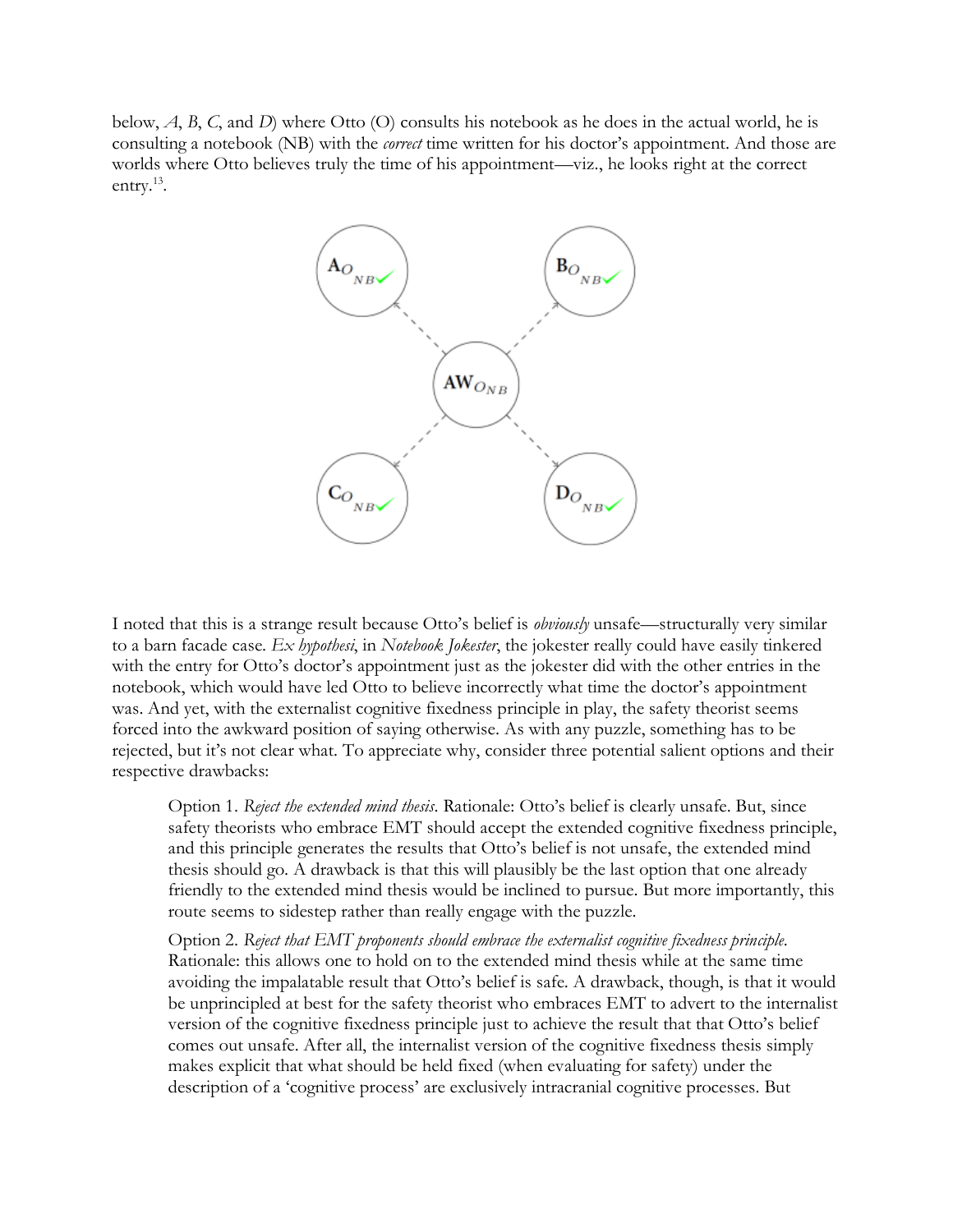below, *A*, *B*, *C*, and *D*) where Otto (O) consults his notebook as he does in the actual world, he is consulting a notebook (NB) with the *correct* time written for his doctor's appointment. And those are worlds where Otto believes truly the time of his appointment—viz., he looks right at the correct entry.[13].

I noted that this is a strange result because Otto's belief is *obviously* unsafe—structurally very similar to a barn facade case. *Ex hypothesi*, in *Notebook Jokester*, the jokester really could have easily tinkered with the entry for Otto's doctor's appointment just as the jokester did with the other entries in the notebook, which would have led Otto to believe incorrectly what time the doctor's appointment was. And yet, with the externalist cognitive fixedness principle in play, the safety theorist seems forced into the awkward position of saying otherwise. As with any puzzle, something has to be rejected, but it's not clear what. To appreciate why, consider three potential salient options and their respective drawbacks:

> Option 1. *Reject the extended mind thesis*. Rationale: Otto's belief is clearly unsafe. But, since safety theorists who embrace EMT should accept the extended cognitive fixedness principle, and this principle generates the results that Otto's belief is not unsafe, the extended mind thesis should go. A drawback is that this will plausibly be the last option that one already friendly to the extended mind thesis would be inclined to pursue. But more importantly, this route seems to sidestep rather than really engage with the puzzle.
>
> Option 2. *Reject that EMT proponents should embrace the externalist cognitive fixedness principle*. Rationale: this allows one to hold on to the extended mind thesis while at the same time avoiding the impalatable result that Otto's belief is safe. A drawback, though, is that it would be unprincipled at best for the safety theorist who embraces EMT to advert to the internalist version of the cognitive fixedness principle just to achieve the result that that Otto's belief comes out unsafe. After all, the internalist version of the cognitive fixedness thesis simply makes explicit that what should be held fixed (when evaluating for safety) under the description of a 'cognitive process' are exclusively intracranial cognitive processes. But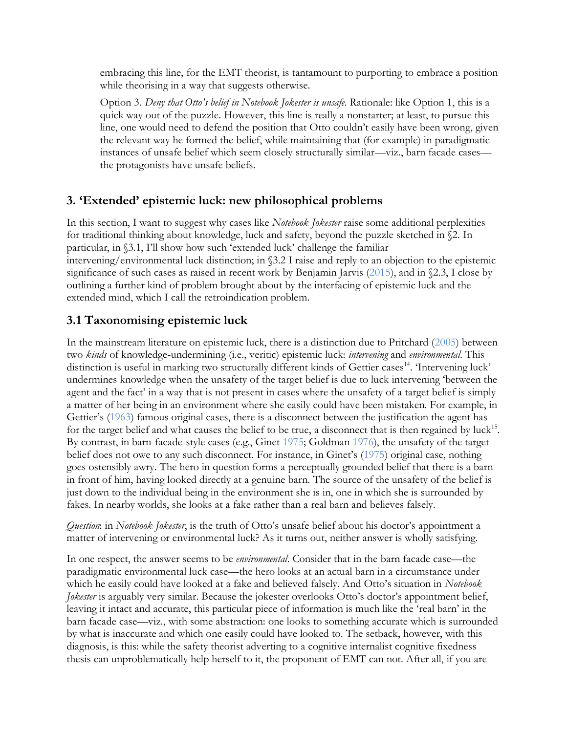embracing this line, for the EMT theorist, is tantamount to purporting to embrace a position while theorising in a way that suggests otherwise.

Option 3. *Deny that Otto's belief in Notebook Jokester is unsafe.* Rationale: like Option 1, this is a quick way out of the puzzle. However, this line is really a nonstarter; at least, to pursue this line, one would need to defend the position that Otto couldn't easily have been wrong, given the relevant way he formed the belief, while maintaining that (for example) in paradigmatic instances of unsafe belief which seem closely structurally similar—viz., barn facade cases—the protagonists have unsafe beliefs.

## 3. 'Extended' epistemic luck: new philosophical problems

In this section, I want to suggest why cases like *Notebook Jokester* raise some additional perplexities for traditional thinking about knowledge, luck and safety, beyond the puzzle sketched in §2. In particular, in §3.1, I'll show how such 'extended luck' challenge the familiar intervening/environmental luck distinction; in §3.2 I raise and reply to an objection to the epistemic significance of such cases as raised in recent work by Benjamin Jarvis (2015), and in §2.3, I close by outlining a further kind of problem brought about by the interfacing of epistemic luck and the extended mind, which I call the retroindication problem.

### 3.1 Taxonomising epistemic luck

In the mainstream literature on epistemic luck, there is a distinction due to Pritchard (2005) between two *kinds* of knowledge-undermining (i.e., veritic) epistemic luck: *intervening* and *environmental*. This distinction is useful in marking two structurally different kinds of Gettier cases[14]. 'Intervening luck' undermines knowledge when the unsafety of the target belief is due to luck intervening 'between the agent and the fact' in a way that is not present in cases where the unsafety of a target belief is simply a matter of her being in an environment where she easily could have been mistaken. For example, in Gettier's (1963) famous original cases, there is a disconnect between the justification the agent has for the target belief and what causes the belief to be true, a disconnect that is then regained by luck[15]. By contrast, in barn-facade-style cases (e.g., Ginet 1975; Goldman 1976), the unsafety of the target belief does not owe to any such disconnect. For instance, in Ginet's (1975) original case, nothing goes ostensibly awry. The hero in question forms a perceptually grounded belief that there is a barn in front of him, having looked directly at a genuine barn. The source of the unsafety of the belief is just down to the individual being in the environment she is in, one in which she is surrounded by fakes. In nearby worlds, she looks at a fake rather than a real barn and believes falsely.

*Question*: in *Notebook Jokester*, is the truth of Otto's unsafe belief about his doctor's appointment a matter of intervening or environmental luck? As it turns out, neither answer is wholly satisfying.

In one respect, the answer seems to be *environmental*. Consider that in the barn facade case—the paradigmatic environmental luck case—the hero looks at an actual barn in a circumstance under which he easily could have looked at a fake and believed falsely. And Otto's situation in *Notebook Jokester* is arguably very similar. Because the jokester overlooks Otto's doctor's appointment belief, leaving it intact and accurate, this particular piece of information is much like the 'real barn' in the barn facade case—viz., with some abstraction: one looks to something accurate which is surrounded by what is inaccurate and which one easily could have looked to. The setback, however, with this diagnosis, is this: while the safety theorist adverting to a cognitive internalist cognitive fixedness thesis can unproblematically help herself to it, the proponent of EMT can not. After all, if you are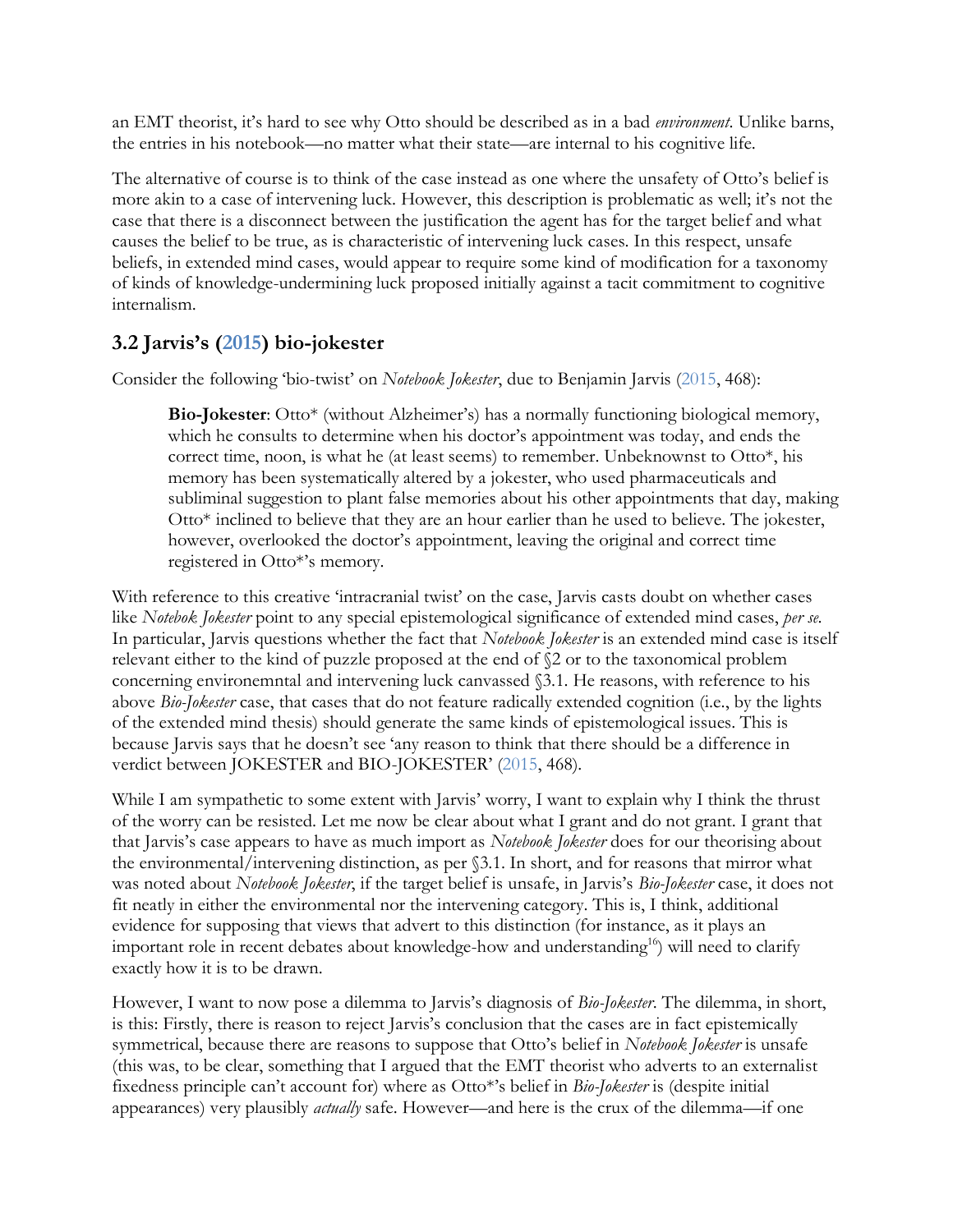an EMT theorist, it's hard to see why Otto should be described as in a bad *environment*. Unlike barns, the entries in his notebook—no matter what their state—are internal to his cognitive life.

The alternative of course is to think of the case instead as one where the unsafety of Otto's belief is more akin to a case of intervening luck. However, this description is problematic as well; it's not the case that there is a disconnect between the justification the agent has for the target belief and what causes the belief to be true, as is characteristic of intervening luck cases. In this respect, unsafe beliefs, in extended mind cases, would appear to require some kind of modification for a taxonomy of kinds of knowledge-undermining luck proposed initially against a tacit commitment to cognitive internalism.

### 3.2 Jarvis's (2015) bio-jokester

Consider the following 'bio-twist' on *Notebook Jokester*, due to Benjamin Jarvis (2015, 468):

> **Bio-Jokester**: Otto* (without Alzheimer's) has a normally functioning biological memory, which he consults to determine when his doctor's appointment was today, and ends the correct time, noon, is what he (at least seems) to remember. Unbeknownst to Otto*, his memory has been systematically altered by a jokester, who used pharmaceuticals and subliminal suggestion to plant false memories about his other appointments that day, making Otto* inclined to believe that they are an hour earlier than he used to believe. The jokester, however, overlooked the doctor's appointment, leaving the original and correct time registered in Otto*'s memory.

With reference to this creative 'intracranial twist' on the case, Jarvis casts doubt on whether cases like *Notebok Jokester* point to any special epistemological significance of extended mind cases, *per se*. In particular, Jarvis questions whether the fact that *Notebook Jokester* is an extended mind case is itself relevant either to the kind of puzzle proposed at the end of §2 or to the taxonomical problem concerning environemntal and intervening luck canvassed §3.1. He reasons, with reference to his above *Bio-Jokester* case, that cases that do not feature radically extended cognition (i.e., by the lights of the extended mind thesis) should generate the same kinds of epistemological issues. This is because Jarvis says that he doesn't see 'any reason to think that there should be a difference in verdict between JOKESTER and BIO-JOKESTER' (2015, 468).

While I am sympathetic to some extent with Jarvis' worry, I want to explain why I think the thrust of the worry can be resisted. Let me now be clear about what I grant and do not grant. I grant that that Jarvis's case appears to have as much import as *Notebook Jokester* does for our theorising about the environmental/intervening distinction, as per §3.1. In short, and for reasons that mirror what was noted about *Notebook Jokester*, if the target belief is unsafe, in Jarvis's *Bio-Jokester* case, it does not fit neatly in either the environmental nor the intervening category. This is, I think, additional evidence for supposing that views that advert to this distinction (for instance, as it plays an important role in recent debates about knowledge-how and understanding[16]) will need to clarify exactly how it is to be drawn.

However, I want to now pose a dilemma to Jarvis's diagnosis of *Bio-Jokester*. The dilemma, in short, is this: Firstly, there is reason to reject Jarvis's conclusion that the cases are in fact epistemically symmetrical, because there are reasons to suppose that Otto's belief in *Notebook Jokester* is unsafe (this was, to be clear, something that I argued that the EMT theorist who adverts to an externalist fixedness principle can't account for) where as Otto*'s belief in *Bio-Jokester* is (despite initial appearances) very plausibly *actually* safe. However—and here is the crux of the dilemma—if one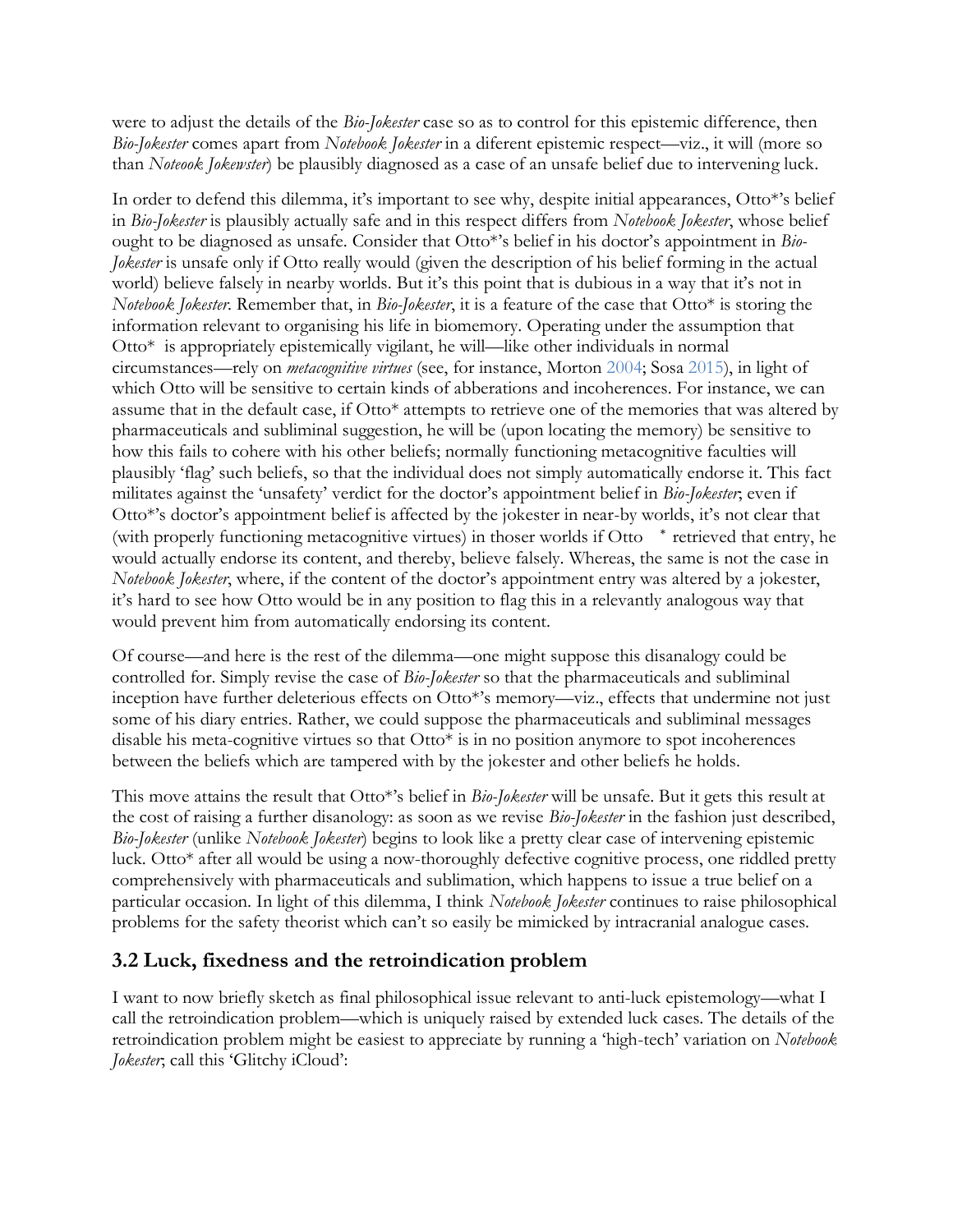were to adjust the details of the *Bio-Jokester* case so as to control for this epistemic difference, then *Bio-Jokester* comes apart from *Notebook Jokester* in a diferent epistemic respect—viz., it will (more so than *Noteook Jokewster*) be plausibly diagnosed as a case of an unsafe belief due to intervening luck.

In order to defend this dilemma, it's important to see why, despite initial appearances, Otto*'s belief in *Bio-Jokester* is plausibly actually safe and in this respect differs from *Notebook Jokester*, whose belief ought to be diagnosed as unsafe. Consider that Otto*'s belief in his doctor's appointment in *Bio-Jokester* is unsafe only if Otto really would (given the description of his belief forming in the actual world) believe falsely in nearby worlds. But it's this point that is dubious in a way that it's not in *Notebook Jokester*. Remember that, in *Bio-Jokester*, it is a feature of the case that Otto* is storing the information relevant to organising his life in biomemory. Operating under the assumption that Otto* is appropriately epistemically vigilant, he will—like other individuals in normal circumstances—rely on *metacognitive virtues* (see, for instance, Morton 2004; Sosa 2015), in light of which Otto will be sensitive to certain kinds of abberations and incoherences. For instance, we can assume that in the default case, if Otto* attempts to retrieve one of the memories that was altered by pharmaceuticals and subliminal suggestion, he will be (upon locating the memory) be sensitive to how this fails to cohere with his other beliefs; normally functioning metacognitive faculties will plausibly 'flag' such beliefs, so that the individual does not simply automatically endorse it. This fact militates against the 'unsafety' verdict for the doctor's appointment belief in *Bio-Jokester*; even if Otto*'s doctor's appointment belief is affected by the jokester in near-by worlds, it's not clear that (with properly functioning metacognitive virtues) in thoser worlds if Otto * retrieved that entry, he would actually endorse its content, and thereby, believe falsely. Whereas, the same is not the case in *Notebook Jokester*, where, if the content of the doctor's appointment entry was altered by a jokester, it's hard to see how Otto would be in any position to flag this in a relevantly analogous way that would prevent him from automatically endorsing its content.

Of course—and here is the rest of the dilemma—one might suppose this disanalogy could be controlled for. Simply revise the case of *Bio-Jokester* so that the pharmaceuticals and subliminal inception have further deleterious effects on Otto*'s memory—viz., effects that undermine not just some of his diary entries. Rather, we could suppose the pharmaceuticals and subliminal messages disable his meta-cognitive virtues so that Otto* is in no position anymore to spot incoherences between the beliefs which are tampered with by the jokester and other beliefs he holds.

This move attains the result that Otto*'s belief in *Bio-Jokester* will be unsafe. But it gets this result at the cost of raising a further disanology: as soon as we revise *Bio-Jokester* in the fashion just described, *Bio-Jokester* (unlike *Notebook Jokester*) begins to look like a pretty clear case of intervening epistemic luck. Otto* after all would be using a now-thoroughly defective cognitive process, one riddled pretty comprehensively with pharmaceuticals and sublimation, which happens to issue a true belief on a particular occasion. In light of this dilemma, I think *Notebook Jokester* continues to raise philosophical problems for the safety theorist which can't so easily be mimicked by intracranial analogue cases.

## 3.2 Luck, fixedness and the retroindication problem

I want to now briefly sketch as final philosophical issue relevant to anti-luck epistemology—what I call the retroindication problem—which is uniquely raised by extended luck cases. The details of the retroindication problem might be easiest to appreciate by running a 'high-tech' variation on *Notebook Jokester*; call this 'Glitchy iCloud':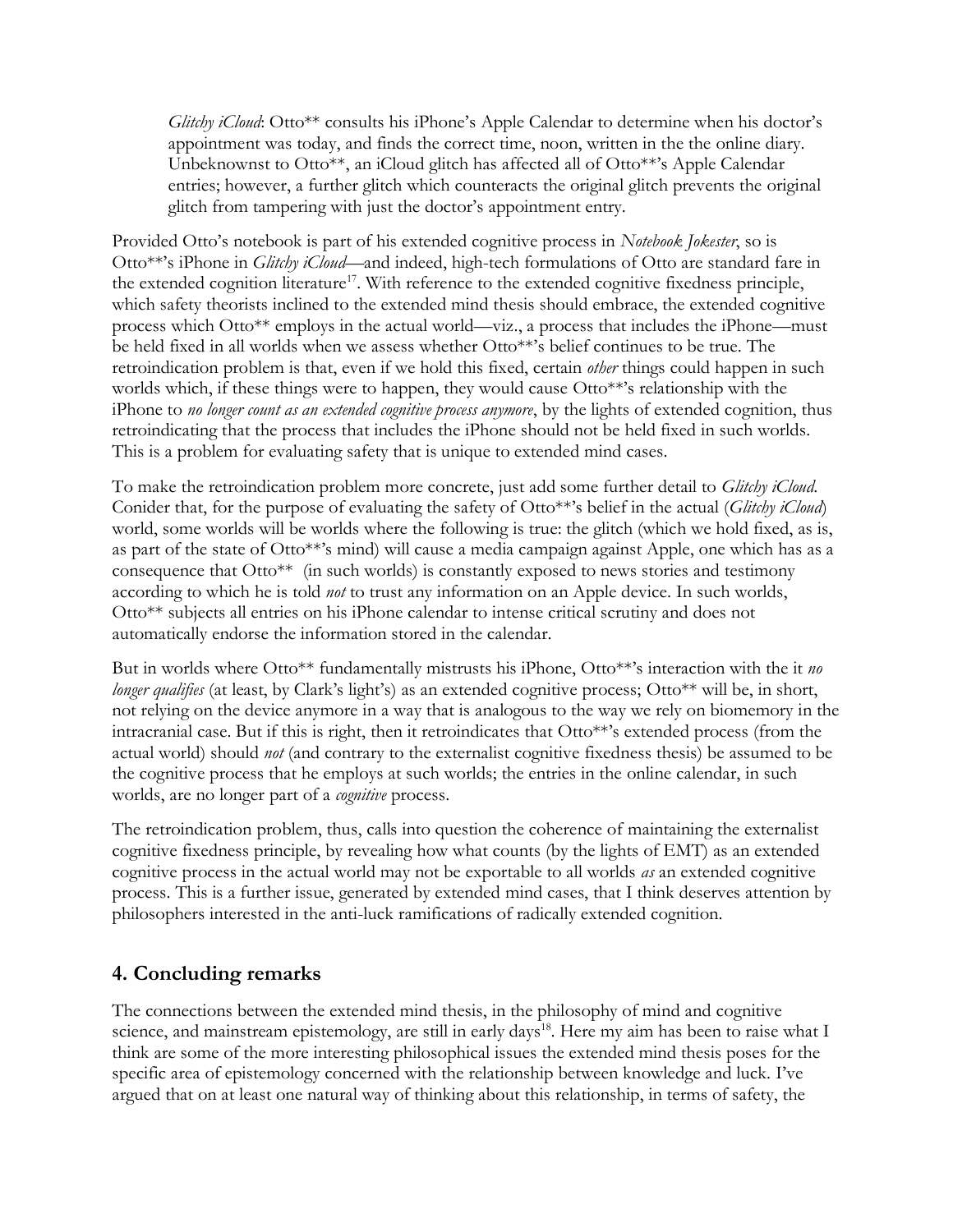> *Glitchy iCloud*: Otto** consults his iPhone's Apple Calendar to determine when his doctor's appointment was today, and finds the correct time, noon, written in the the online diary. Unbeknownst to Otto**, an iCloud glitch has affected all of Otto**'s Apple Calendar entries; however, a further glitch which counteracts the original glitch prevents the original glitch from tampering with just the doctor's appointment entry.

Provided Otto's notebook is part of his extended cognitive process in *Notebook Jokester*, so is Otto**'s iPhone in *Glitchy iCloud*—and indeed, high-tech formulations of Otto are standard fare in the extended cognition literature[17]. With reference to the extended cognitive fixedness principle, which safety theorists inclined to the extended mind thesis should embrace, the extended cognitive process which Otto** employs in the actual world—viz., a process that includes the iPhone—must be held fixed in all worlds when we assess whether Otto**'s belief continues to be true. The retroindication problem is that, even if we hold this fixed, certain *other* things could happen in such worlds which, if these things were to happen, they would cause Otto**'s relationship with the iPhone to *no longer count as an extended cognitive process anymore*, by the lights of extended cognition, thus retroindicating that the process that includes the iPhone should not be held fixed in such worlds. This is a problem for evaluating safety that is unique to extended mind cases.

To make the retroindication problem more concrete, just add some further detail to *Glitchy iCloud*. Conider that, for the purpose of evaluating the safety of Otto**'s belief in the actual (*Glitchy iCloud*) world, some worlds will be worlds where the following is true: the glitch (which we hold fixed, as is, as part of the state of Otto**'s mind) will cause a media campaign against Apple, one which has as a consequence that Otto** (in such worlds) is constantly exposed to news stories and testimony according to which he is told *not* to trust any information on an Apple device. In such worlds, Otto** subjects all entries on his iPhone calendar to intense critical scrutiny and does not automatically endorse the information stored in the calendar.

But in worlds where Otto** fundamentally mistrusts his iPhone, Otto**'s interaction with the it *no longer qualifies* (at least, by Clark's light's) as an extended cognitive process; Otto** will be, in short, not relying on the device anymore in a way that is analogous to the way we rely on biomemory in the intracranial case. But if this is right, then it retroindicates that Otto**'s extended process (from the actual world) should *not* (and contrary to the externalist cognitive fixedness thesis) be assumed to be the cognitive process that he employs at such worlds; the entries in the online calendar, in such worlds, are no longer part of a *cognitive* process.

The retroindication problem, thus, calls into question the coherence of maintaining the externalist cognitive fixedness principle, by revealing how what counts (by the lights of EMT) as an extended cognitive process in the actual world may not be exportable to all worlds *as* an extended cognitive process. This is a further issue, generated by extended mind cases, that I think deserves attention by philosophers interested in the anti-luck ramifications of radically extended cognition.

## 4. Concluding remarks

The connections between the extended mind thesis, in the philosophy of mind and cognitive science, and mainstream epistemology, are still in early days[18]. Here my aim has been to raise what I think are some of the more interesting philosophical issues the extended mind thesis poses for the specific area of epistemology concerned with the relationship between knowledge and luck. I've argued that on at least one natural way of thinking about this relationship, in terms of safety, the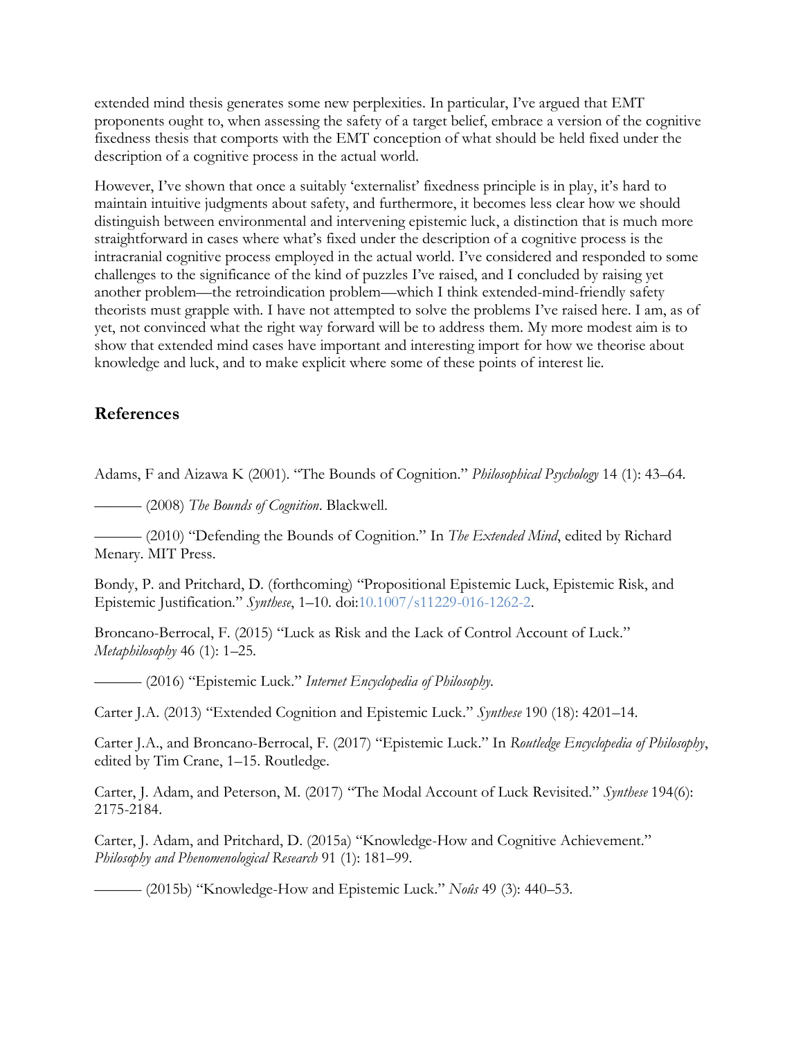extended mind thesis generates some new perplexities. In particular, I've argued that EMT proponents ought to, when assessing the safety of a target belief, embrace a version of the cognitive fixedness thesis that comports with the EMT conception of what should be held fixed under the description of a cognitive process in the actual world.

However, I've shown that once a suitably 'externalist' fixedness principle is in play, it's hard to maintain intuitive judgments about safety, and furthermore, it becomes less clear how we should distinguish between environmental and intervening epistemic luck, a distinction that is much more straightforward in cases where what's fixed under the description of a cognitive process is the intracranial cognitive process employed in the actual world. I've considered and responded to some challenges to the significance of the kind of puzzles I've raised, and I concluded by raising yet another problem—the retroindication problem—which I think extended-mind-friendly safety theorists must grapple with. I have not attempted to solve the problems I've raised here. I am, as of yet, not convinced what the right way forward will be to address them. My more modest aim is to show that extended mind cases have important and interesting import for how we theorise about knowledge and luck, and to make explicit where some of these points of interest lie.

## References

Adams, F and Aizawa K (2001). "The Bounds of Cognition." *Philosophical Psychology* 14 (1): 43–64.

——— (2008) *The Bounds of Cognition*. Blackwell.

——— (2010) "Defending the Bounds of Cognition." In *The Extended Mind*, edited by Richard Menary. MIT Press.

Bondy, P. and Pritchard, D. (forthcoming) "Propositional Epistemic Luck, Epistemic Risk, and Epistemic Justification." *Synthese*, 1–10. doi:10.1007/s11229-016-1262-2.

Broncano-Berrocal, F. (2015) "Luck as Risk and the Lack of Control Account of Luck." *Metaphilosophy* 46 (1): 1–25.

——— (2016) "Epistemic Luck." *Internet Encyclopedia of Philosophy*.

Carter J.A. (2013) "Extended Cognition and Epistemic Luck." *Synthese* 190 (18): 4201–14.

Carter J.A., and Broncano-Berrocal, F. (2017) "Epistemic Luck." In *Routledge Encyclopedia of Philosophy*, edited by Tim Crane, 1–15. Routledge.

Carter, J. Adam, and Peterson, M. (2017) "The Modal Account of Luck Revisited." *Synthese* 194(6): 2175-2184.

Carter, J. Adam, and Pritchard, D. (2015a) "Knowledge-How and Cognitive Achievement." *Philosophy and Phenomenological Research* 91 (1): 181–99.

——— (2015b) "Knowledge-How and Epistemic Luck." *Noûs* 49 (3): 440–53.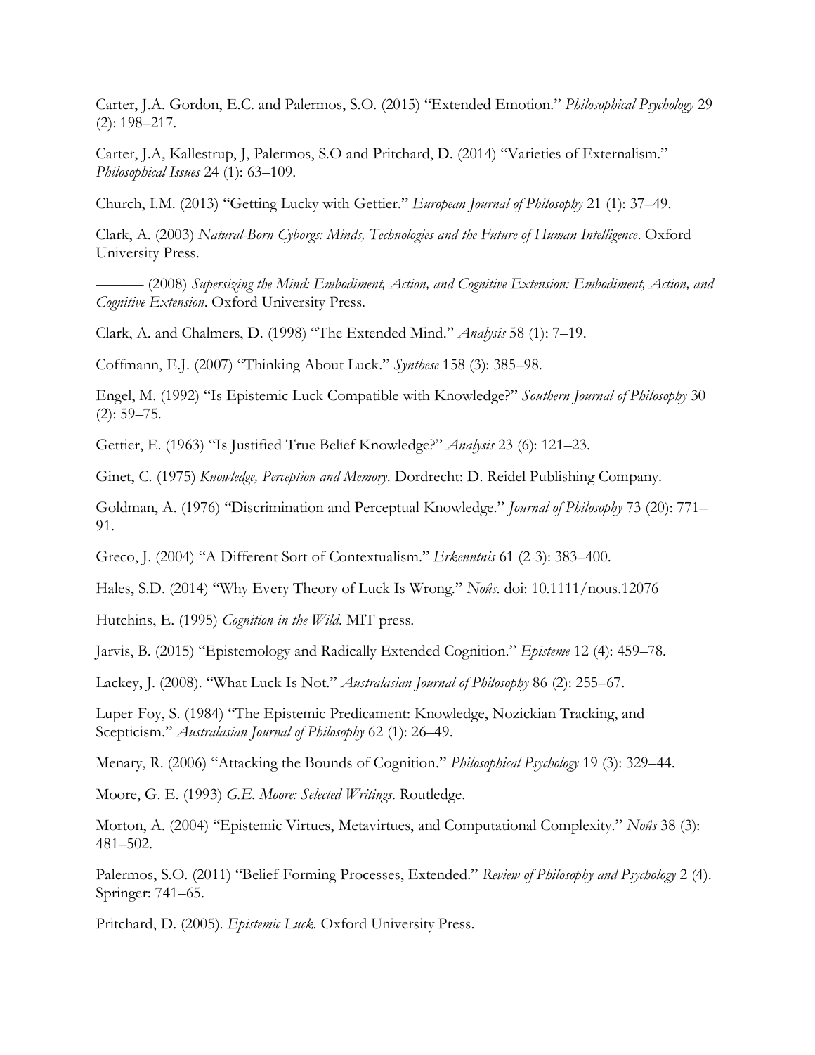Carter, J.A. Gordon, E.C. and Palermos, S.O. (2015) "Extended Emotion." *Philosophical Psychology* 29 (2): 198–217.

Carter, J.A, Kallestrup, J, Palermos, S.O and Pritchard, D. (2014) "Varieties of Externalism." *Philosophical Issues* 24 (1): 63–109.

Church, I.M. (2013) "Getting Lucky with Gettier." *European Journal of Philosophy* 21 (1): 37–49.

Clark, A. (2003) *Natural-Born Cyborgs: Minds, Technologies and the Future of Human Intelligence*. Oxford University Press.

——— (2008) *Supersizing the Mind: Embodiment, Action, and Cognitive Extension: Embodiment, Action, and Cognitive Extension*. Oxford University Press.

Clark, A. and Chalmers, D. (1998) "The Extended Mind." *Analysis* 58 (1): 7–19.

Coffmann, E.J. (2007) "Thinking About Luck." *Synthese* 158 (3): 385–98.

Engel, M. (1992) "Is Epistemic Luck Compatible with Knowledge?" *Southern Journal of Philosophy* 30 (2): 59–75.

Gettier, E. (1963) "Is Justified True Belief Knowledge?" *Analysis* 23 (6): 121–23.

Ginet, C. (1975) *Knowledge, Perception and Memory*. Dordrecht: D. Reidel Publishing Company.

Goldman, A. (1976) "Discrimination and Perceptual Knowledge." *Journal of Philosophy* 73 (20): 771–91.

Greco, J. (2004) "A Different Sort of Contextualism." *Erkenntnis* 61 (2-3): 383–400.

Hales, S.D. (2014) "Why Every Theory of Luck Is Wrong." *Noûs*. doi: 10.1111/nous.12076

Hutchins, E. (1995) *Cognition in the Wild*. MIT press.

Jarvis, B. (2015) "Epistemology and Radically Extended Cognition." *Episteme* 12 (4): 459–78.

Lackey, J. (2008). "What Luck Is Not." *Australasian Journal of Philosophy* 86 (2): 255–67.

Luper-Foy, S. (1984) "The Epistemic Predicament: Knowledge, Nozickian Tracking, and Scepticism." *Australasian Journal of Philosophy* 62 (1): 26–49.

Menary, R. (2006) "Attacking the Bounds of Cognition." *Philosophical Psychology* 19 (3): 329–44.

Moore, G. E. (1993) *G.E. Moore: Selected Writings*. Routledge.

Morton, A. (2004) "Epistemic Virtues, Metavirtues, and Computational Complexity." *Noûs* 38 (3): 481–502.

Palermos, S.O. (2011) "Belief-Forming Processes, Extended." *Review of Philosophy and Psychology* 2 (4). Springer: 741–65.

Pritchard, D. (2005). *Epistemic Luck.* Oxford University Press.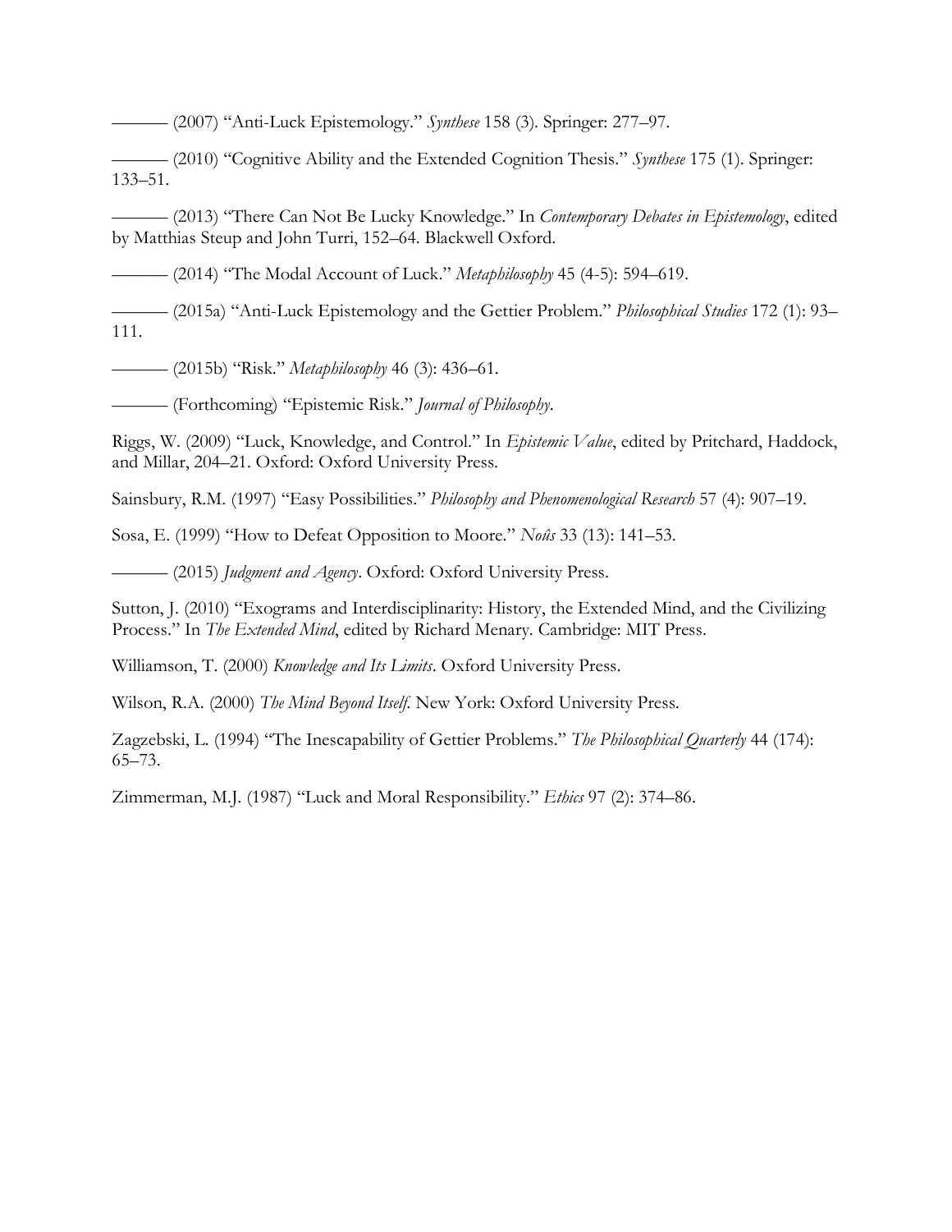——— (2007) "Anti-Luck Epistemology." *Synthese* 158 (3). Springer: 277–97.

——— (2010) "Cognitive Ability and the Extended Cognition Thesis." *Synthese* 175 (1). Springer: 133–51.

——— (2013) "There Can Not Be Lucky Knowledge." In *Contemporary Debates in Epistemology*, edited by Matthias Steup and John Turri, 152–64. Blackwell Oxford.

——— (2014) "The Modal Account of Luck." *Metaphilosophy* 45 (4-5): 594–619.

——— (2015a) "Anti-Luck Epistemology and the Gettier Problem." *Philosophical Studies* 172 (1): 93–111.

——— (2015b) "Risk." *Metaphilosophy* 46 (3): 436–61.

——— (Forthcoming) "Epistemic Risk." *Journal of Philosophy*.

Riggs, W. (2009) "Luck, Knowledge, and Control." In *Epistemic Value*, edited by Pritchard, Haddock, and Millar, 204–21. Oxford: Oxford University Press.

Sainsbury, R.M. (1997) "Easy Possibilities." *Philosophy and Phenomenological Research* 57 (4): 907–19.

Sosa, E. (1999) "How to Defeat Opposition to Moore." *Noûs* 33 (13): 141–53.

——— (2015) *Judgment and Agency*. Oxford: Oxford University Press.

Sutton, J. (2010) "Exograms and Interdisciplinarity: History, the Extended Mind, and the Civilizing Process." In *The Extended Mind*, edited by Richard Menary. Cambridge: MIT Press.

Williamson, T. (2000) *Knowledge and Its Limits*. Oxford University Press.

Wilson, R.A. (2000) *The Mind Beyond Itself*. New York: Oxford University Press.

Zagzebski, L. (1994) "The Inescapability of Gettier Problems." *The Philosophical Quarterly* 44 (174): 65–73.

Zimmerman, M.J. (1987) "Luck and Moral Responsibility." *Ethics* 97 (2): 374–86.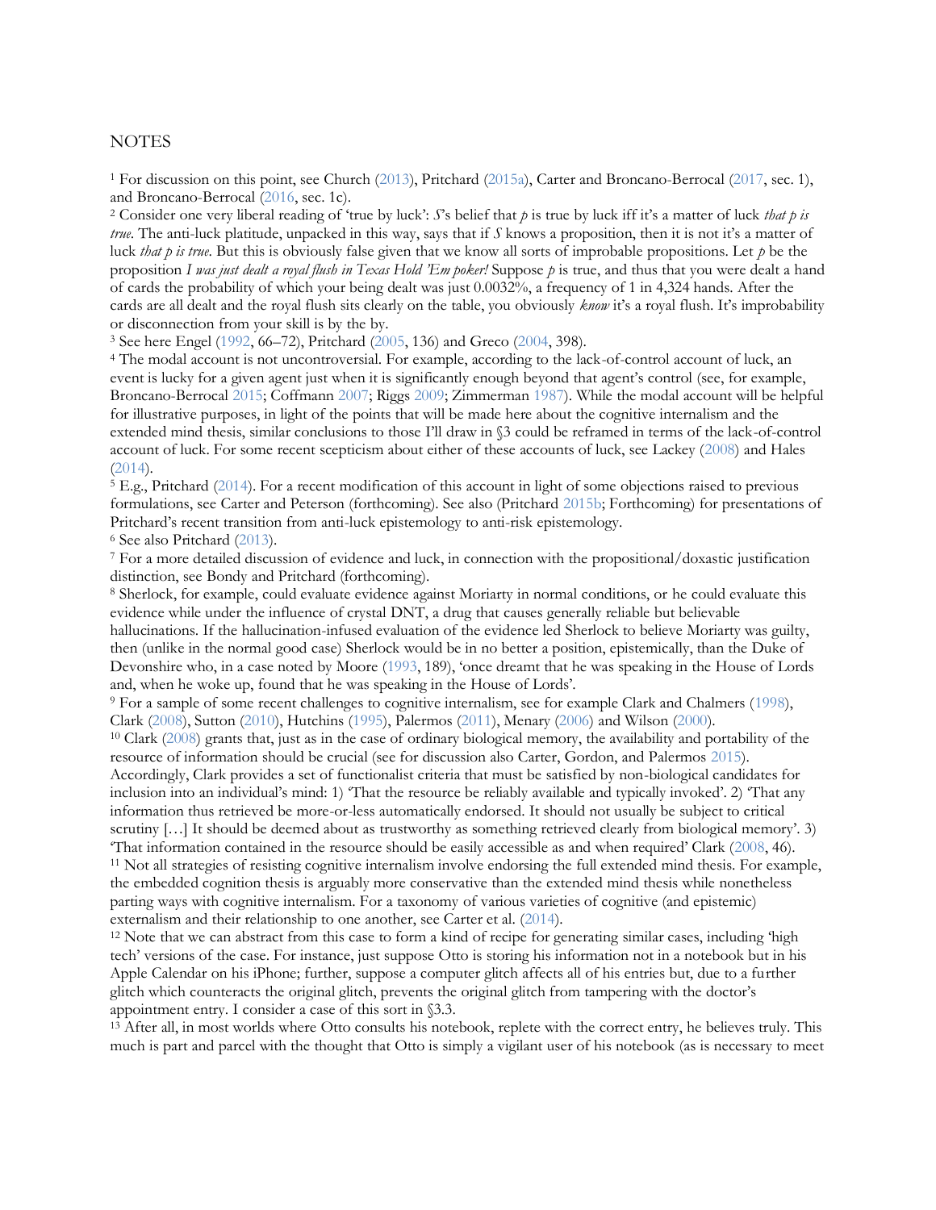NOTES

[1] For discussion on this point, see Church (2013), Pritchard (2015a), Carter and Broncano-Berrocal (2017, sec. 1), and Broncano-Berrocal (2016, sec. 1c).

[2] Consider one very liberal reading of 'true by luck': *S*'s belief that *p* is true by luck iff it's a matter of luck *that p is true*. The anti-luck platitude, unpacked in this way, says that if *S* knows a proposition, then it is not it's a matter of luck *that p is true*. But this is obviously false given that we know all sorts of improbable propositions. Let *p* be the proposition *I was just dealt a royal flush in Texas Hold 'Em poker!* Suppose *p* is true, and thus that you were dealt a hand of cards the probability of which your being dealt was just 0.0032%, a frequency of 1 in 4,324 hands. After the cards are all dealt and the royal flush sits clearly on the table, you obviously *know* it's a royal flush. It's improbability or disconnection from your skill is by the by.

[3] See here Engel (1992, 66–72), Pritchard (2005, 136) and Greco (2004, 398).

[4] The modal account is not uncontroversial. For example, according to the lack-of-control account of luck, an event is lucky for a given agent just when it is significantly enough beyond that agent's control (see, for example, Broncano-Berrocal 2015; Coffmann 2007; Riggs 2009; Zimmerman 1987). While the modal account will be helpful for illustrative purposes, in light of the points that will be made here about the cognitive internalism and the extended mind thesis, similar conclusions to those I'll draw in §3 could be reframed in terms of the lack-of-control account of luck. For some recent scepticism about either of these accounts of luck, see Lackey (2008) and Hales (2014).

[5] E.g., Pritchard (2014). For a recent modification of this account in light of some objections raised to previous formulations, see Carter and Peterson (forthcoming). See also (Pritchard 2015b; Forthcoming) for presentations of Pritchard's recent transition from anti-luck epistemology to anti-risk epistemology.

[6] See also Pritchard (2013).

[7] For a more detailed discussion of evidence and luck, in connection with the propositional/doxastic justification distinction, see Bondy and Pritchard (forthcoming).

[8] Sherlock, for example, could evaluate evidence against Moriarty in normal conditions, or he could evaluate this evidence while under the influence of crystal DNT, a drug that causes generally reliable but believable hallucinations. If the hallucination-infused evaluation of the evidence led Sherlock to believe Moriarty was guilty, then (unlike in the normal good case) Sherlock would be in no better a position, epistemically, than the Duke of Devonshire who, in a case noted by Moore (1993, 189), 'once dreamt that he was speaking in the House of Lords and, when he woke up, found that he was speaking in the House of Lords'.

[9] For a sample of some recent challenges to cognitive internalism, see for example Clark and Chalmers (1998), Clark (2008), Sutton (2010), Hutchins (1995), Palermos (2011), Menary (2006) and Wilson (2000).

[10] Clark (2008) grants that, just as in the case of ordinary biological memory, the availability and portability of the resource of information should be crucial (see for discussion also Carter, Gordon, and Palermos 2015). Accordingly, Clark provides a set of functionalist criteria that must be satisfied by non-biological candidates for inclusion into an individual's mind: 1) 'That the resource be reliably available and typically invoked'. 2) 'That any information thus retrieved be more-or-less automatically endorsed. It should not usually be subject to critical scrutiny […] It should be deemed about as trustworthy as something retrieved clearly from biological memory'. 3) 'That information contained in the resource should be easily accessible as and when required' Clark (2008, 46).

[11] Not all strategies of resisting cognitive internalism involve endorsing the full extended mind thesis. For example, the embedded cognition thesis is arguably more conservative than the extended mind thesis while nonetheless parting ways with cognitive internalism. For a taxonomy of various varieties of cognitive (and epistemic) externalism and their relationship to one another, see Carter et al. (2014).

[12] Note that we can abstract from this case to form a kind of recipe for generating similar cases, including 'high tech' versions of the case. For instance, just suppose Otto is storing his information not in a notebook but in his Apple Calendar on his iPhone; further, suppose a computer glitch affects all of his entries but, due to a further glitch which counteracts the original glitch, prevents the original glitch from tampering with the doctor's appointment entry. I consider a case of this sort in §3.3.

[13] After all, in most worlds where Otto consults his notebook, replete with the correct entry, he believes truly. This much is part and parcel with the thought that Otto is simply a vigilant user of his notebook (as is necessary to meet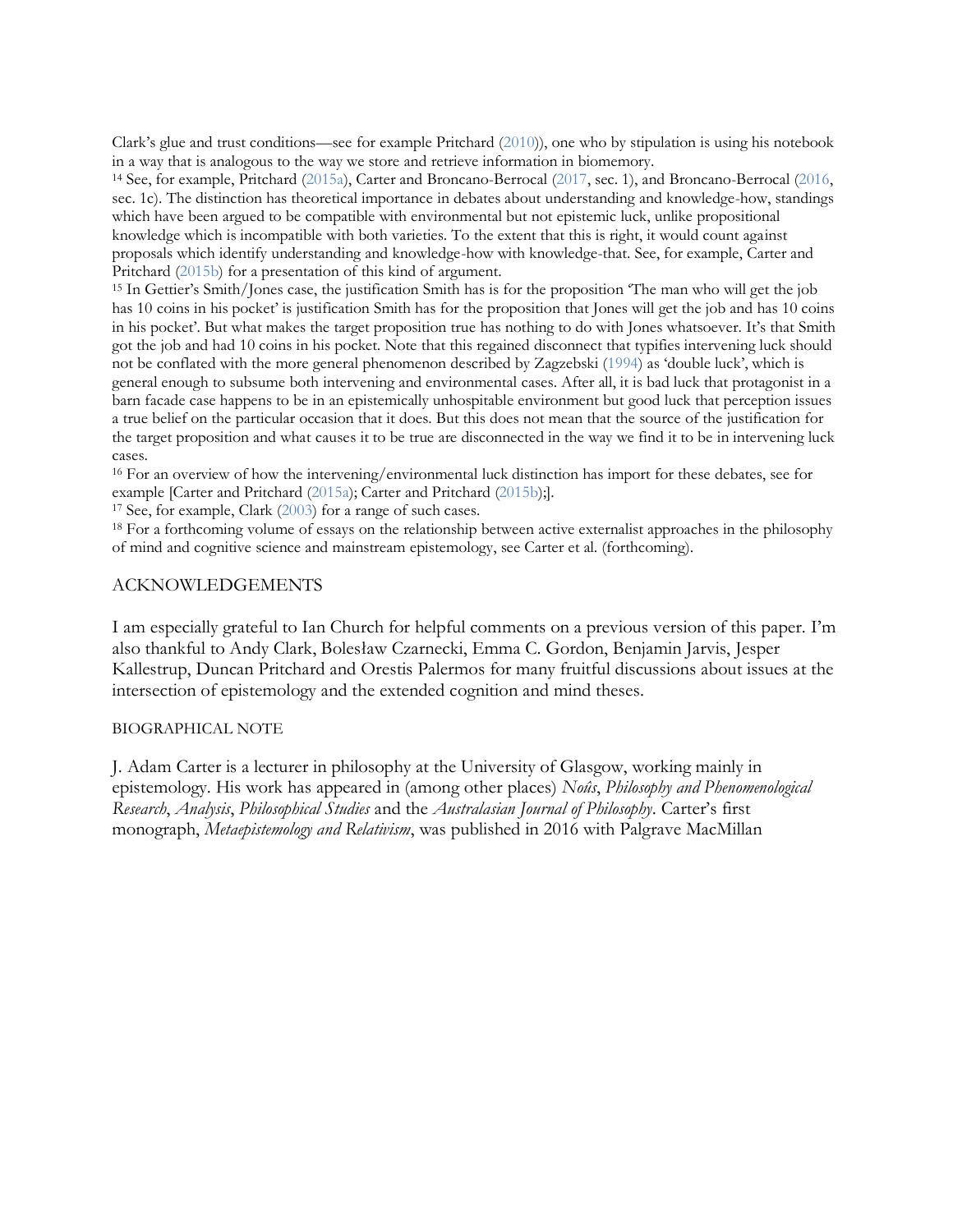Clark's glue and trust conditions—see for example Pritchard (2010)), one who by stipulation is using his notebook in a way that is analogous to the way we store and retrieve information in biomemory.

[14] See, for example, Pritchard (2015a), Carter and Broncano-Berrocal (2017, sec. 1), and Broncano-Berrocal (2016, sec. 1c). The distinction has theoretical importance in debates about understanding and knowledge-how, standings which have been argued to be compatible with environmental but not epistemic luck, unlike propositional knowledge which is incompatible with both varieties. To the extent that this is right, it would count against proposals which identify understanding and knowledge-how with knowledge-that. See, for example, Carter and Pritchard (2015b) for a presentation of this kind of argument.

[15] In Gettier's Smith/Jones case, the justification Smith has is for the proposition 'The man who will get the job has 10 coins in his pocket' is justification Smith has for the proposition that Jones will get the job and has 10 coins in his pocket'. But what makes the target proposition true has nothing to do with Jones whatsoever. It's that Smith got the job and had 10 coins in his pocket. Note that this regained disconnect that typifies intervening luck should not be conflated with the more general phenomenon described by Zagzebski (1994) as 'double luck', which is general enough to subsume both intervening and environmental cases. After all, it is bad luck that protagonist in a barn facade case happens to be in an epistemically unhospitable environment but good luck that perception issues a true belief on the particular occasion that it does. But this does not mean that the source of the justification for the target proposition and what causes it to be true are disconnected in the way we find it to be in intervening luck cases.

[16] For an overview of how the intervening/environmental luck distinction has import for these debates, see for example [Carter and Pritchard (2015a); Carter and Pritchard (2015b);].

[17] See, for example, Clark (2003) for a range of such cases.

[18] For a forthcoming volume of essays on the relationship between active externalist approaches in the philosophy of mind and cognitive science and mainstream epistemology, see Carter et al. (forthcoming).

## ACKNOWLEDGEMENTS

I am especially grateful to Ian Church for helpful comments on a previous version of this paper. I'm also thankful to Andy Clark, Bolesław Czarnecki, Emma C. Gordon, Benjamin Jarvis, Jesper Kallestrup, Duncan Pritchard and Orestis Palermos for many fruitful discussions about issues at the intersection of epistemology and the extended cognition and mind theses.

### BIOGRAPHICAL NOTE

J. Adam Carter is a lecturer in philosophy at the University of Glasgow, working mainly in epistemology. His work has appeared in (among other places) *Noûs*, *Philosophy and Phenomenological Research*, *Analysis*, *Philosophical Studies* and the *Australasian Journal of Philosophy*. Carter's first monograph, *Metaepistemology and Relativism*, was published in 2016 with Palgrave MacMillan